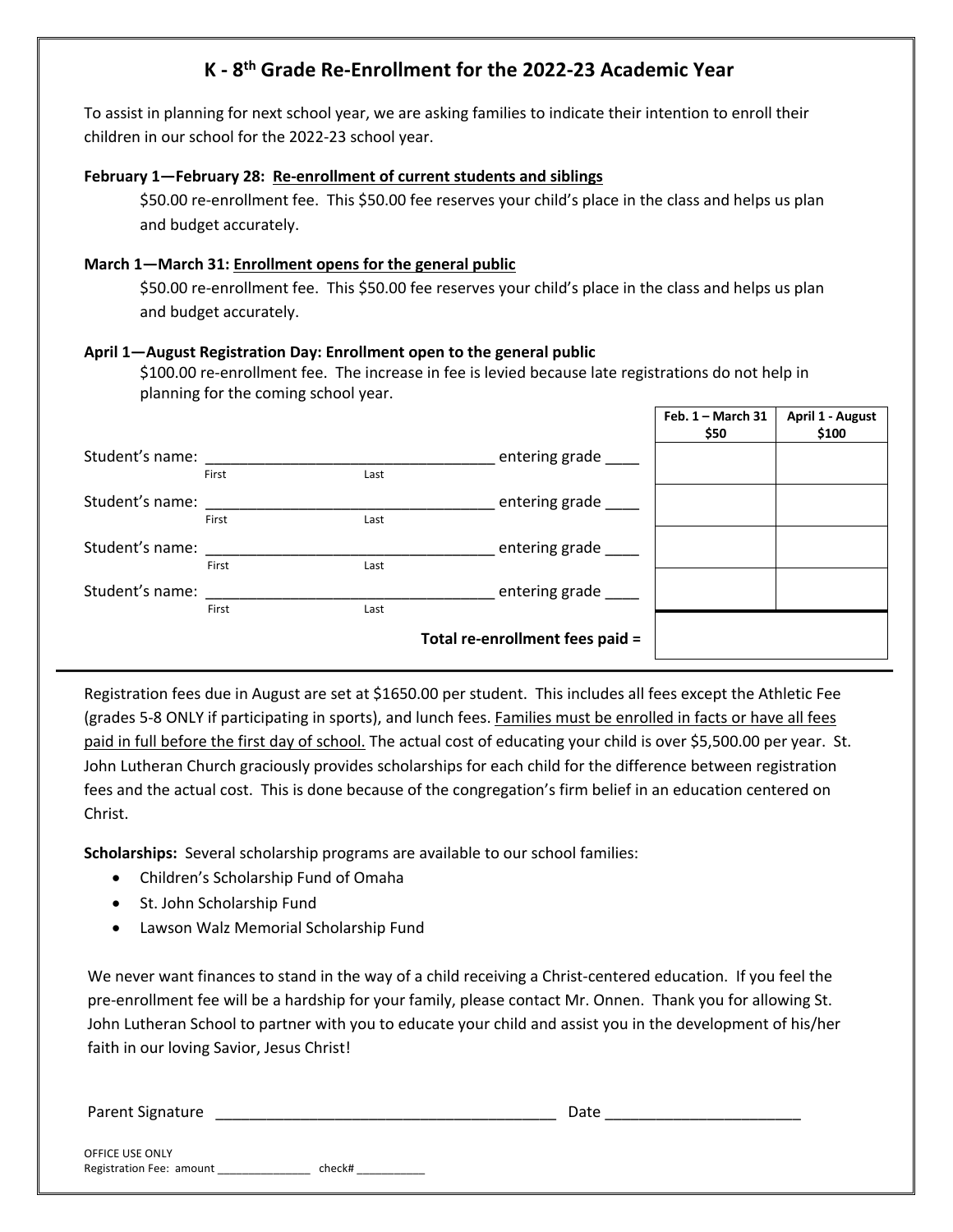# K - 8th Grade Re-Enrollment for the 2022-23 Academic Year

To assist in planning for next school year, we are asking families to indicate their intention to enroll their children in our school for the 2022-23 school year.

**February 1—February 28: Re-enrollment of current students and siblings**

$50.00 re-enrollment fee. This $50.00 fee reserves your child's place in the class and helps us plan and budget accurately.

**March 1—March 31: Enrollment opens for the general public**

$50.00 re-enrollment fee. This $50.00 fee reserves your child's place in the class and helps us plan and budget accurately.

**April 1—August Registration Day: Enrollment open to the general public**

$100.00 re-enrollment fee. The increase in fee is levied because late registrations do not help in planning for the coming school year.

| Student | Entering grade | Feb. 1 – March 31 $50 | April 1 - August $100 |
|---|---|---|---|
| Student's name: ______________ (First / Last) | entering grade ____ | | |
| Student's name: ______________ (First / Last) | entering grade ____ | | |
| Student's name: ______________ (First / Last) | entering grade ____ | | |
| Student's name: ______________ (First / Last) | entering grade ____ | | |
| | **Total re-enrollment fees paid =** | | |

Registration fees due in August are set at $1650.00 per student. This includes all fees except the Athletic Fee (grades 5-8 ONLY if participating in sports), and lunch fees. Families must be enrolled in facts or have all fees paid in full before the first day of school. The actual cost of educating your child is over $5,500.00 per year. St. John Lutheran Church graciously provides scholarships for each child for the difference between registration fees and the actual cost. This is done because of the congregation's firm belief in an education centered on Christ.

**Scholarships:** Several scholarship programs are available to our school families:

- Children's Scholarship Fund of Omaha
- St. John Scholarship Fund
- Lawson Walz Memorial Scholarship Fund

We never want finances to stand in the way of a child receiving a Christ-centered education. If you feel the pre-enrollment fee will be a hardship for your family, please contact Mr. Onnen. Thank you for allowing St. John Lutheran School to partner with you to educate your child and assist you in the development of his/her faith in our loving Savior, Jesus Christ!

Parent Signature ________________________________ Date ____________________

OFFICE USE ONLY
Registration Fee: amount _______________ check# ___________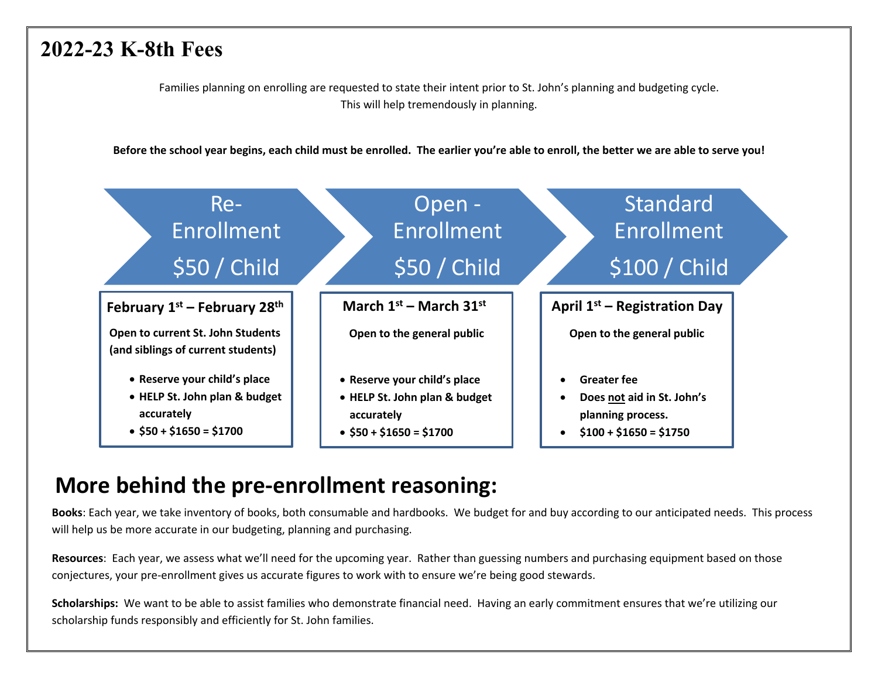# 2022-23 K-8th Fees

Families planning on enrolling are requested to state their intent prior to St. John's planning and budgeting cycle. This will help tremendously in planning.

**Before the school year begins, each child must be enrolled. The earlier you're able to enroll, the better we are able to serve you!**

## Re-Enrollment

$50 / Child

**February 1st – February 28th**

**Open to current St. John Students (and siblings of current students)**

- **Reserve your child's place**
- **HELP St. John plan & budget accurately**
- **$50 + $1650 = $1700**

## Open - Enrollment

$50 / Child

**March 1st – March 31st**

**Open to the general public**

- **Reserve your child's place**
- **HELP St. John plan & budget accurately**
- **$50 + $1650 = $1700**

## Standard Enrollment

$100 / Child

**April 1st – Registration Day**

**Open to the general public**

- **Greater fee**
- **Does not aid in St. John's planning process.**
- **$100 + $1650 = $1750**

# More behind the pre-enrollment reasoning:

**Books**: Each year, we take inventory of books, both consumable and hardbooks. We budget for and buy according to our anticipated needs. This process will help us be more accurate in our budgeting, planning and purchasing.

**Resources**: Each year, we assess what we'll need for the upcoming year. Rather than guessing numbers and purchasing equipment based on those conjectures, your pre-enrollment gives us accurate figures to work with to ensure we're being good stewards.

**Scholarships:** We want to be able to assist families who demonstrate financial need. Having an early commitment ensures that we're utilizing our scholarship funds responsibly and efficiently for St. John families.